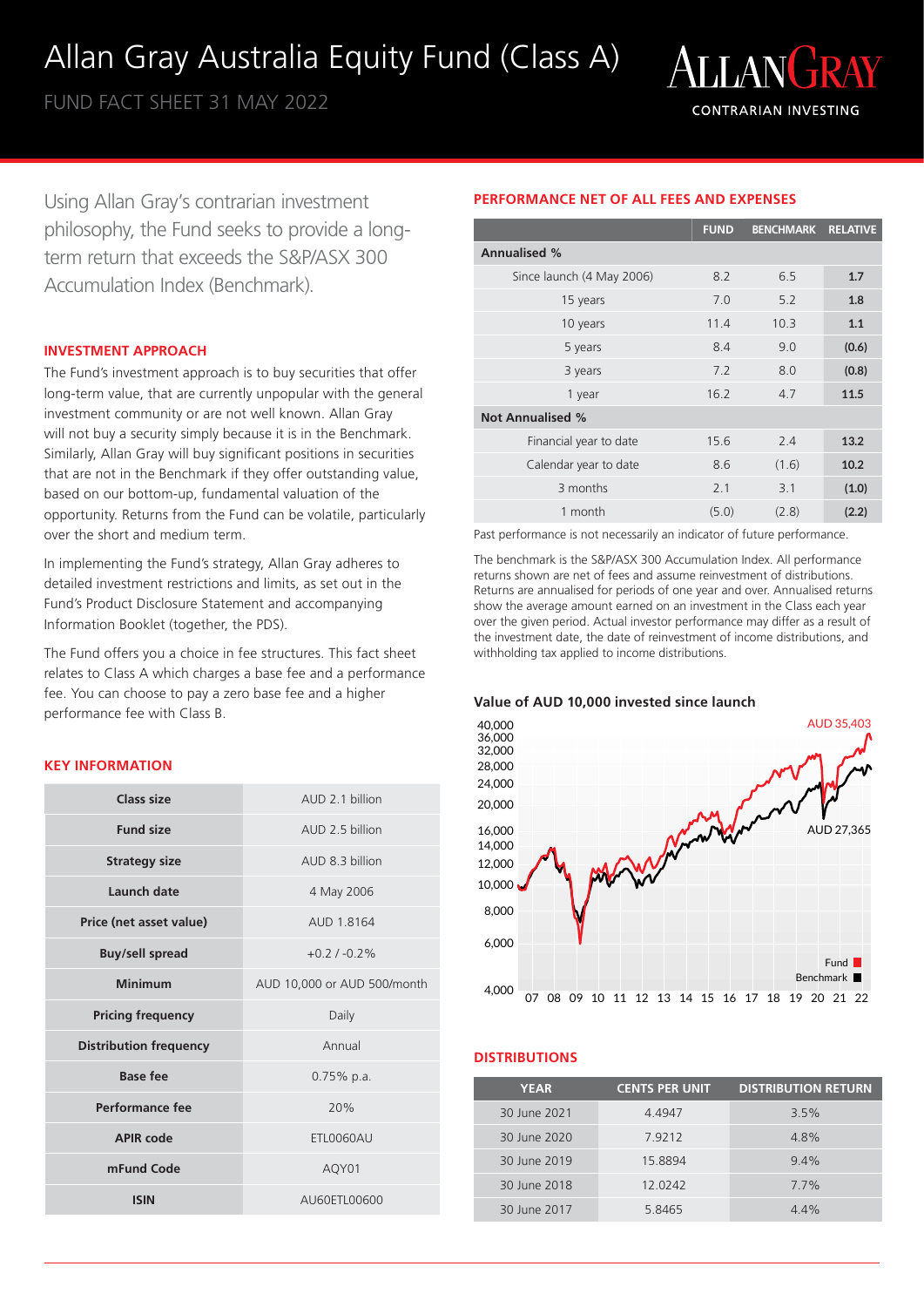# Allan Gray Australia Equity Fund (Class A)

FUND FACT SHEET 31 MAY 2022

ALLANGRAY
CONTRARIAN INVESTING

Using Allan Gray's contrarian investment philosophy, the Fund seeks to provide a long-term return that exceeds the S&P/ASX 300 Accumulation Index (Benchmark).

## INVESTMENT APPROACH

The Fund's investment approach is to buy securities that offer long-term value, that are currently unpopular with the general investment community or are not well known. Allan Gray will not buy a security simply because it is in the Benchmark. Similarly, Allan Gray will buy significant positions in securities that are not in the Benchmark if they offer outstanding value, based on our bottom-up, fundamental valuation of the opportunity. Returns from the Fund can be volatile, particularly over the short and medium term.

In implementing the Fund's strategy, Allan Gray adheres to detailed investment restrictions and limits, as set out in the Fund's Product Disclosure Statement and accompanying Information Booklet (together, the PDS).

The Fund offers you a choice in fee structures. This fact sheet relates to Class A which charges a base fee and a performance fee. You can choose to pay a zero base fee and a higher performance fee with Class B.

## KEY INFORMATION

| | |
|---|---|
| **Class size** | AUD 2.1 billion |
| **Fund size** | AUD 2.5 billion |
| **Strategy size** | AUD 8.3 billion |
| **Launch date** | 4 May 2006 |
| **Price (net asset value)** | AUD 1.8164 |
| **Buy/sell spread** | +0.2 / -0.2% |
| **Minimum** | AUD 10,000 or AUD 500/month |
| **Pricing frequency** | Daily |
| **Distribution frequency** | Annual |
| **Base fee** | 0.75% p.a. |
| **Performance fee** | 20% |
| **APIR code** | ETL0060AU |
| **mFund Code** | AQY01 |
| **ISIN** | AU60ETL00600 |

## PERFORMANCE NET OF ALL FEES AND EXPENSES

| | FUND | BENCHMARK | RELATIVE |
|---|---|---|---|
| **Annualised %** | | | |
| Since launch (4 May 2006) | 8.2 | 6.5 | **1.7** |
| 15 years | 7.0 | 5.2 | **1.8** |
| 10 years | 11.4 | 10.3 | **1.1** |
| 5 years | 8.4 | 9.0 | **(0.6)** |
| 3 years | 7.2 | 8.0 | **(0.8)** |
| 1 year | 16.2 | 4.7 | **11.5** |
| **Not Annualised %** | | | |
| Financial year to date | 15.6 | 2.4 | **13.2** |
| Calendar year to date | 8.6 | (1.6) | **10.2** |
| 3 months | 2.1 | 3.1 | **(1.0)** |
| 1 month | (5.0) | (2.8) | **(2.2)** |

Past performance is not necessarily an indicator of future performance.

The benchmark is the S&P/ASX 300 Accumulation Index. All performance returns shown are net of fees and assume reinvestment of distributions. Returns are annualised for periods of one year and over. Annualised returns show the average amount earned on an investment in the Class each year over the given period. Actual investor performance may differ as a result of the investment date, the date of reinvestment of income distributions, and withholding tax applied to income distributions.

### Value of AUD 10,000 invested since launch

Fund: AUD 35,403; Benchmark: AUD 27,365

## DISTRIBUTIONS

| YEAR | CENTS PER UNIT | DISTRIBUTION RETURN |
|---|---|---|
| 30 June 2021 | 4.4947 | 3.5% |
| 30 June 2020 | 7.9212 | 4.8% |
| 30 June 2019 | 15.8894 | 9.4% |
| 30 June 2018 | 12.0242 | 7.7% |
| 30 June 2017 | 5.8465 | 4.4% |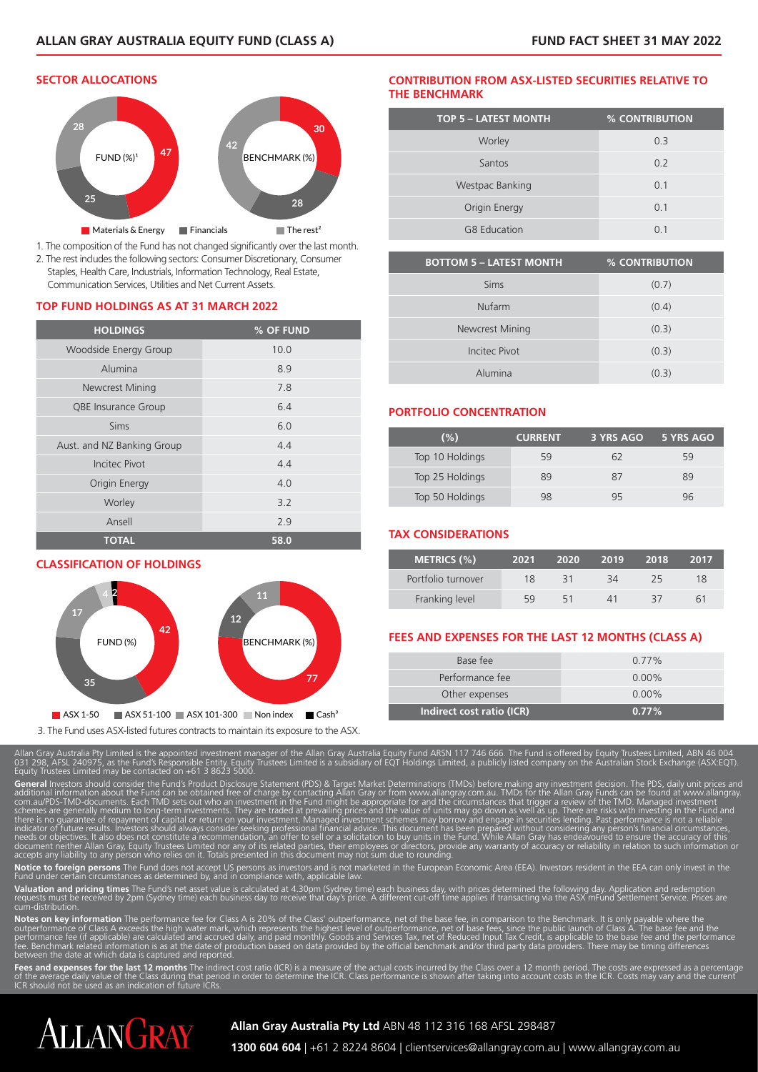## SECTOR ALLOCATIONS

FUND (%)[1]
47
25
28

BENCHMARK (%)
30
28
42

Materials & Energy
Financials
The rest[2]

1. The composition of the Fund has not changed significantly over the last month.
2. The rest includes the following sectors: Consumer Discretionary, Consumer Staples, Health Care, Industrials, Information Technology, Real Estate, Communication Services, Utilities and Net Current Assets.

## TOP FUND HOLDINGS AS AT 31 MARCH 2022

| HOLDINGS | % OF FUND |
|---|---|
| Woodside Energy Group | 10.0 |
| Alumina | 8.9 |
| Newcrest Mining | 7.8 |
| QBE Insurance Group | 6.4 |
| Sims | 6.0 |
| Aust. and NZ Banking Group | 4.4 |
| Incitec Pivot | 4.4 |
| Origin Energy | 4.0 |
| Worley | 3.2 |
| Ansell | 2.9 |
| **TOTAL** | **58.0** |

## CLASSIFICATION OF HOLDINGS

FUND (%)
42
35
17
4
2

BENCHMARK (%)
77
12
11

ASX 1-50
ASX 51-100
ASX 101-300
Non index
Cash[3]

3. The Fund uses ASX-listed futures contracts to maintain its exposure to the ASX.

## CONTRIBUTION FROM ASX-LISTED SECURITIES RELATIVE TO THE BENCHMARK

| TOP 5 – LATEST MONTH | % CONTRIBUTION |
|---|---|
| Worley | 0.3 |
| Santos | 0.2 |
| Westpac Banking | 0.1 |
| Origin Energy | 0.1 |
| G8 Education | 0.1 |

| BOTTOM 5 – LATEST MONTH | % CONTRIBUTION |
|---|---|
| Sims | (0.7) |
| Nufarm | (0.4) |
| Newcrest Mining | (0.3) |
| Incitec Pivot | (0.3) |
| Alumina | (0.3) |

## PORTFOLIO CONCENTRATION

| (%) | CURRENT | 3 YRS AGO | 5 YRS AGO |
|---|---|---|---|
| Top 10 Holdings | 59 | 62 | 59 |
| Top 25 Holdings | 89 | 87 | 89 |
| Top 50 Holdings | 98 | 95 | 96 |

## TAX CONSIDERATIONS

| METRICS (%) | 2021 | 2020 | 2019 | 2018 | 2017 |
|---|---|---|---|---|---|
| Portfolio turnover | 18 | 31 | 34 | 25 | 18 |
| Franking level | 59 | 51 | 41 | 37 | 61 |

## FEES AND EXPENSES FOR THE LAST 12 MONTHS (CLASS A)

| | |
|---|---|
| Base fee | 0.77% |
| Performance fee | 0.00% |
| Other expenses | 0.00% |
| **Indirect cost ratio (ICR)** | **0.77%** |

Allan Gray Australia Pty Limited is the appointed investment manager of the Allan Gray Australia Equity Fund ARSN 117 746 666. The Fund is offered by Equity Trustees Limited, ABN 46 004 031 298, AFSL 240975, as the Fund's Responsible Entity. Equity Trustees Limited is a subsidiary of EQT Holdings Limited, a publicly listed company on the Australian Stock Exchange (ASX:EQT). Equity Trustees Limited may be contacted on +61 3 8623 5000.

**General** Investors should consider the Fund's Product Disclosure Statement (PDS) & Target Market Determinations (TMDs) before making any investment decision. The PDS, daily unit prices and additional information about the Fund can be obtained free of charge by contacting Allan Gray or from www.allangray.com.au. TMDs for the Allan Gray Funds can be found at www.allangray.com.au/PDS-TMD-documents. Each TMD sets out who an investment in the Fund might be appropriate for and the circumstances that trigger a review of the TMD. Managed investment schemes are generally medium to long-term investments. They are traded at prevailing prices and the value of units may go down as well as up. There are risks with investing in the Fund and there is no guarantee of repayment of capital or return on your investment. Managed investment schemes may borrow and engage in securities lending. Past performance is not a reliable indicator of future results. Investors should always consider seeking professional financial advice. This document has been prepared without considering any person's financial circumstances, needs or objectives. It also does not constitute a recommendation, an offer to sell or a solicitation to buy units in the Fund. While Allan Gray has endeavoured to ensure the accuracy of this document neither Allan Gray, Equity Trustees Limited nor any of its related parties, their employees or directors, provide any warranty of accuracy or reliability in relation to such information or accepts any liability to any person who relies on it. Totals presented in this document may not sum due to rounding.

**Notice to foreign persons** The Fund does not accept US persons as investors and is not marketed in the European Economic Area (EEA). Investors resident in the EEA can only invest in the Fund under certain circumstances as determined by, and in compliance with applicable law.

**Valuation and pricing times** The Fund's net asset value is calculated at 4.30pm (Sydney time) each business day, with prices determined the following day. Application and redemption requests must be received by 2pm (Sydney time) each business day to receive that day's price. A different cut-off time applies if transacting via the ASX mFund Settlement Service. Prices are cum-distribution.

**Notes on key information** The performance fee for Class A is 20% of the Class' outperformance, net of the base fee, in comparison to the Benchmark. It is only payable where the outperformance of Class A exceeds the high water mark, which represents the highest level of outperformance, net of base fees, since the public launch of Class A. The base fee and the performance fee (if applicable) are calculated and accrued daily, and paid monthly. Goods and Services Tax, net of Reduced Input Tax Credit, is applicable to the base fee and the performance fee. Benchmark related information is as at the date of production based on data provided by the official benchmark and/or third party data providers. There may be timing differences between the date at which data is captured and reported.

**Fees and expenses for the last 12 months** The indirect cost ratio (ICR) is a measure of the actual costs incurred by the Class over a 12 month period. The costs are expressed as a percentage of the average daily value of the Class during that period in order to determine the ICR. Class performance is shown after taking into account costs in the ICR. Costs may vary and the current ICR should not be used as an indication of future ICRs.

ALLAN GRAY

**Allan Gray Australia Pty Ltd** ABN 48 112 316 168 AFSL 298487

**1300 604 604** | +61 2 8224 8604 | clientservices@allangray.com.au | www.allangray.com.au